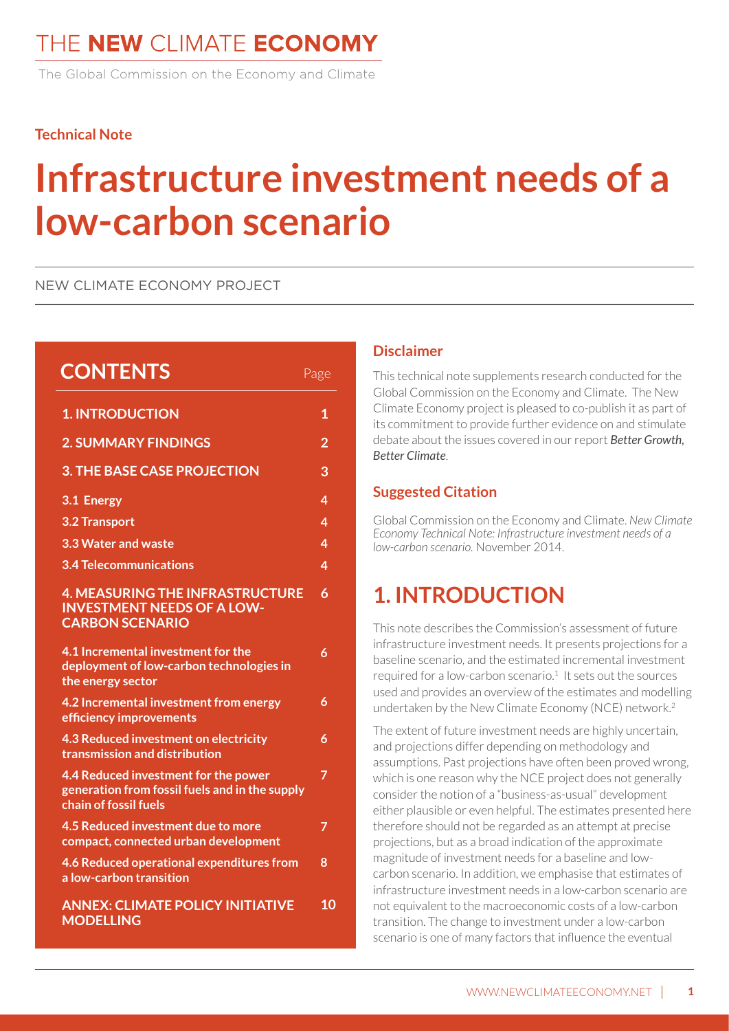# THE NEW CLIMATE ECONOMY

The Global Commission on the Economy and Climate

**Technical Note**

# Infrastructure investment needs of a low-carbon scenario

NEW CLIMATE ECONOMY PROJECT

## CONTENTS

| | Page |
|---|---|
| **1. INTRODUCTION** | 1 |
| **2. SUMMARY FINDINGS** | 2 |
| **3. THE BASE CASE PROJECTION** | 3 |
| **3.1 Energy** | 4 |
| **3.2 Transport** | 4 |
| **3.3 Water and waste** | 4 |
| **3.4 Telecommunications** | 4 |
| **4. MEASURING THE INFRASTRUCTURE INVESTMENT NEEDS OF A LOW-CARBON SCENARIO** | 6 |
| **4.1 Incremental investment for the deployment of low-carbon technologies in the energy sector** | 6 |
| **4.2 Incremental investment from energy efficiency improvements** | 6 |
| **4.3 Reduced investment on electricity transmission and distribution** | 6 |
| **4.4 Reduced investment for the power generation from fossil fuels and in the supply chain of fossil fuels** | 7 |
| **4.5 Reduced investment due to more compact, connected urban development** | 7 |
| **4.6 Reduced operational expenditures from a low-carbon transition** | 8 |
| **ANNEX: CLIMATE POLICY INITIATIVE MODELLING** | 10 |

### Disclaimer

This technical note supplements research conducted for the Global Commission on the Economy and Climate. The New Climate Economy project is pleased to co-publish it as part of its commitment to provide further evidence on and stimulate debate about the issues covered in our report ***Better Growth, Better Climate***.

### Suggested Citation

Global Commission on the Economy and Climate. *New Climate Economy Technical Note: Infrastructure investment needs of a low-carbon scenario.* November 2014.

## 1. INTRODUCTION

This note describes the Commission's assessment of future infrastructure investment needs. It presents projections for a baseline scenario, and the estimated incremental investment required for a low-carbon scenario.[1] It sets out the sources used and provides an overview of the estimates and modelling undertaken by the New Climate Economy (NCE) network.[2]

The extent of future investment needs are highly uncertain, and projections differ depending on methodology and assumptions. Past projections have often been proved wrong, which is one reason why the NCE project does not generally consider the notion of a "business-as-usual" development either plausible or even helpful. The estimates presented here therefore should not be regarded as an attempt at precise projections, but as a broad indication of the approximate magnitude of investment needs for a baseline and low-carbon scenario. In addition, we emphasise that estimates of infrastructure investment needs in a low-carbon scenario are not equivalent to the macroeconomic costs of a low-carbon transition. The change to investment under a low-carbon scenario is one of many factors that influence the eventual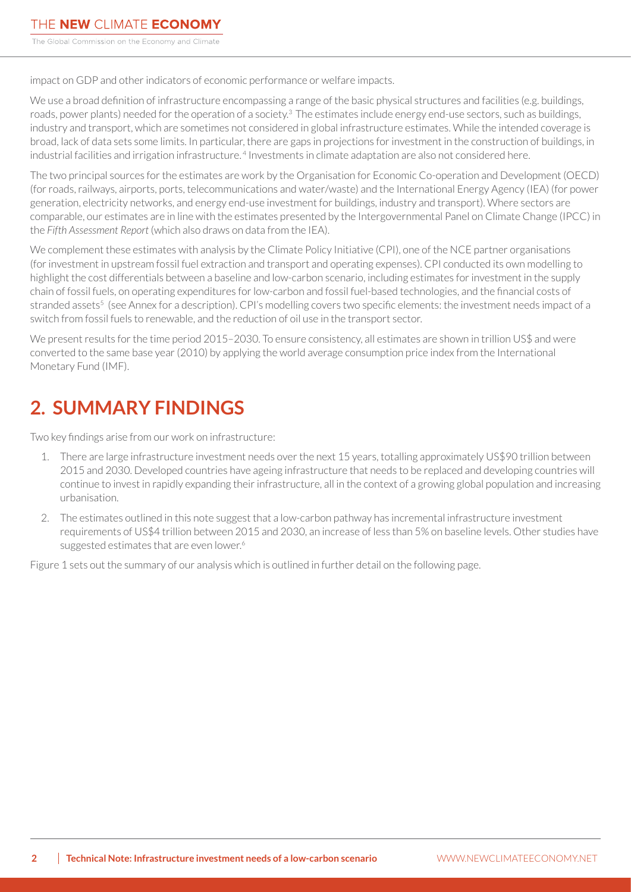impact on GDP and other indicators of economic performance or welfare impacts.

We use a broad definition of infrastructure encompassing a range of the basic physical structures and facilities (e.g. buildings, roads, power plants) needed for the operation of a society.[3] The estimates include energy end-use sectors, such as buildings, industry and transport, which are sometimes not considered in global infrastructure estimates. While the intended coverage is broad, lack of data sets some limits. In particular, there are gaps in projections for investment in the construction of buildings, in industrial facilities and irrigation infrastructure.[4] Investments in climate adaptation are also not considered here.

The two principal sources for the estimates are work by the Organisation for Economic Co-operation and Development (OECD) (for roads, railways, airports, ports, telecommunications and water/waste) and the International Energy Agency (IEA) (for power generation, electricity networks, and energy end-use investment for buildings, industry and transport). Where sectors are comparable, our estimates are in line with the estimates presented by the Intergovernmental Panel on Climate Change (IPCC) in the *Fifth Assessment Report* (which also draws on data from the IEA).

We complement these estimates with analysis by the Climate Policy Initiative (CPI), one of the NCE partner organisations (for investment in upstream fossil fuel extraction and transport and operating expenses). CPI conducted its own modelling to highlight the cost differentials between a baseline and low-carbon scenario, including estimates for investment in the supply chain of fossil fuels, on operating expenditures for low-carbon and fossil fuel-based technologies, and the financial costs of stranded assets[5] (see Annex for a description). CPI's modelling covers two specific elements: the investment needs impact of a switch from fossil fuels to renewable, and the reduction of oil use in the transport sector.

We present results for the time period 2015–2030. To ensure consistency, all estimates are shown in trillion US$ and were converted to the same base year (2010) by applying the world average consumption price index from the International Monetary Fund (IMF).

## 2. SUMMARY FINDINGS

Two key findings arise from our work on infrastructure:

1. There are large infrastructure investment needs over the next 15 years, totalling approximately US$90 trillion between 2015 and 2030. Developed countries have ageing infrastructure that needs to be replaced and developing countries will continue to invest in rapidly expanding their infrastructure, all in the context of a growing global population and increasing urbanisation.
2. The estimates outlined in this note suggest that a low-carbon pathway has incremental infrastructure investment requirements of US$4 trillion between 2015 and 2030, an increase of less than 5% on baseline levels. Other studies have suggested estimates that are even lower.[6]

Figure 1 sets out the summary of our analysis which is outlined in further detail on the following page.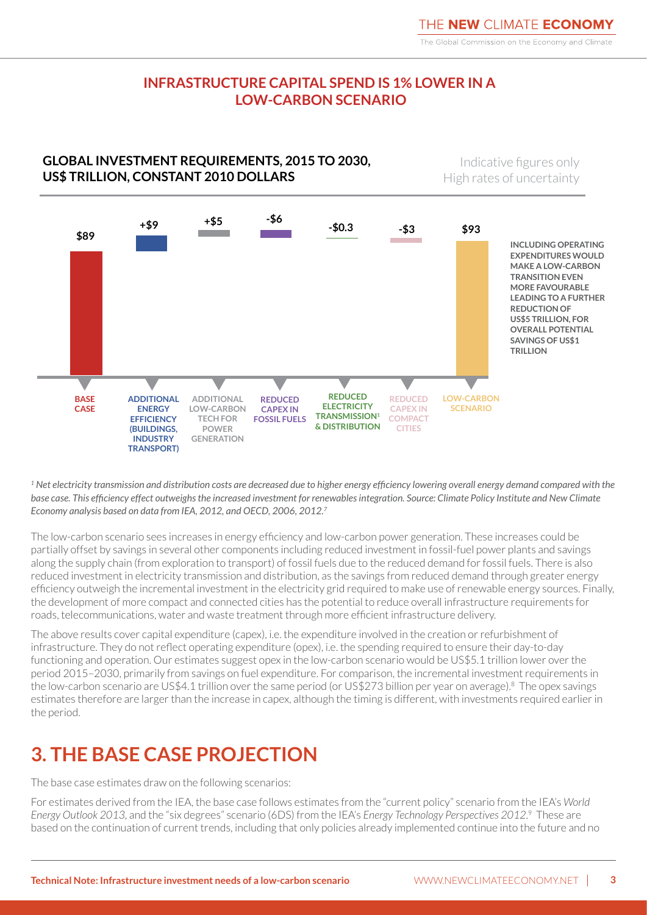## INFRASTRUCTURE CAPITAL SPEND IS 1% LOWER IN A LOW-CARBON SCENARIO

**GLOBAL INVESTMENT REQUIREMENTS, 2015 TO 2030, US$ TRILLION, CONSTANT 2010 DOLLARS**

Indicative figures only
High rates of uncertainty

| Component | Value |
| --- | --- |
| BASE CASE | $89 |
| ADDITIONAL ENERGY EFFICIENCY (BUILDINGS, INDUSTRY TRANSPORT) | +$9 |
| ADDITIONAL LOW-CARBON TECH FOR POWER GENERATION | +$5 |
| REDUCED CAPEX IN FOSSIL FUELS | -$6 |
| REDUCED ELECTRICITY TRANSMISSION[1] & DISTRIBUTION | -$0.3 |
| REDUCED CAPEX IN COMPACT CITIES | -$3 |
| LOW-CARBON SCENARIO | $93 |

INCLUDING OPERATING EXPENDITURES WOULD MAKE A LOW-CARBON TRANSITION EVEN MORE FAVOURABLE LEADING TO A FURTHER REDUCTION OF US$5 TRILLION, FOR OVERALL POTENTIAL SAVINGS OF US$1 TRILLION

*[1] Net electricity transmission and distribution costs are decreased due to higher energy efficiency lowering overall energy demand compared with the base case. This efficiency effect outweighs the increased investment for renewables integration. Source: Climate Policy Institute and New Climate Economy analysis based on data from IEA, 2012, and OECD, 2006, 2012.[7]*

The low-carbon scenario sees increases in energy efficiency and low-carbon power generation. These increases could be partially offset by savings in several other components including reduced investment in fossil-fuel power plants and savings along the supply chain (from exploration to transport) of fossil fuels due to the reduced demand for fossil fuels. There is also reduced investment in electricity transmission and distribution, as the savings from reduced demand through greater energy efficiency outweigh the incremental investment in the electricity grid required to make use of renewable energy sources. Finally, the development of more compact and connected cities has the potential to reduce overall infrastructure requirements for roads, telecommunications, water and waste treatment through more efficient infrastructure delivery.

The above results cover capital expenditure (capex), i.e. the expenditure involved in the creation or refurbishment of infrastructure. They do not reflect operating expenditure (opex), i.e. the spending required to ensure their day-to-day functioning and operation. Our estimates suggest opex in the low-carbon scenario would be US$5.1 trillion lower over the period 2015–2030, primarily from savings on fuel expenditure. For comparison, the incremental investment requirements in the low-carbon scenario are US$4.1 trillion over the same period (or US$273 billion per year on average).[8] The opex savings estimates therefore are larger than the increase in capex, although the timing is different, with investments required earlier in the period.

# 3. THE BASE CASE PROJECTION

The base case estimates draw on the following scenarios:

For estimates derived from the IEA, the base case follows estimates from the "current policy" scenario from the IEA's *World Energy Outlook 2013*, and the "six degrees" scenario (6DS) from the IEA's *Energy Technology Perspectives 2012*.[9] These are based on the continuation of current trends, including that only policies already implemented continue into the future and no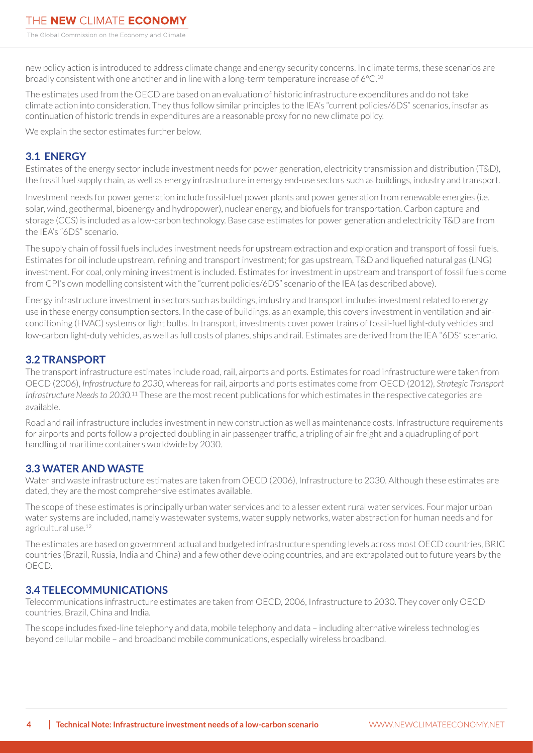new policy action is introduced to address climate change and energy security concerns. In climate terms, these scenarios are broadly consistent with one another and in line with a long-term temperature increase of 6°C.[10]

The estimates used from the OECD are based on an evaluation of historic infrastructure expenditures and do not take climate action into consideration. They thus follow similar principles to the IEA's "current policies/6DS" scenarios, insofar as continuation of historic trends in expenditures are a reasonable proxy for no new climate policy.

We explain the sector estimates further below.

## 3.1 ENERGY

Estimates of the energy sector include investment needs for power generation, electricity transmission and distribution (T&D), the fossil fuel supply chain, as well as energy infrastructure in energy end-use sectors such as buildings, industry and transport.

Investment needs for power generation include fossil-fuel power plants and power generation from renewable energies (i.e. solar, wind, geothermal, bioenergy and hydropower), nuclear energy, and biofuels for transportation. Carbon capture and storage (CCS) is included as a low-carbon technology. Base case estimates for power generation and electricity T&D are from the IEA's "6DS" scenario.

The supply chain of fossil fuels includes investment needs for upstream extraction and exploration and transport of fossil fuels. Estimates for oil include upstream, refining and transport investment; for gas upstream, T&D and liquefied natural gas (LNG) investment. For coal, only mining investment is included. Estimates for investment in upstream and transport of fossil fuels come from CPI's own modelling consistent with the "current policies/6DS" scenario of the IEA (as described above).

Energy infrastructure investment in sectors such as buildings, industry and transport includes investment related to energy use in these energy consumption sectors. In the case of buildings, as an example, this covers investment in ventilation and air-conditioning (HVAC) systems or light bulbs. In transport, investments cover power trains of fossil-fuel light-duty vehicles and low-carbon light-duty vehicles, as well as full costs of planes, ships and rail. Estimates are derived from the IEA "6DS" scenario.

## 3.2 TRANSPORT

The transport infrastructure estimates include road, rail, airports and ports. Estimates for road infrastructure were taken from OECD (2006), *Infrastructure to 2030*, whereas for rail, airports and ports estimates come from OECD (2012), *Strategic Transport Infrastructure Needs to 2030*.[11] These are the most recent publications for which estimates in the respective categories are available.

Road and rail infrastructure includes investment in new construction as well as maintenance costs. Infrastructure requirements for airports and ports follow a projected doubling in air passenger traffic, a tripling of air freight and a quadrupling of port handling of maritime containers worldwide by 2030.

## 3.3 WATER AND WASTE

Water and waste infrastructure estimates are taken from OECD (2006), Infrastructure to 2030. Although these estimates are dated, they are the most comprehensive estimates available.

The scope of these estimates is principally urban water services and to a lesser extent rural water services. Four major urban water systems are included, namely wastewater systems, water supply networks, water abstraction for human needs and for agricultural use.[12]

The estimates are based on government actual and budgeted infrastructure spending levels across most OECD countries, BRIC countries (Brazil, Russia, India and China) and a few other developing countries, and are extrapolated out to future years by the OECD.

## 3.4 TELECOMMUNICATIONS

Telecommunications infrastructure estimates are taken from OECD, 2006, Infrastructure to 2030. They cover only OECD countries, Brazil, China and India.

The scope includes fixed-line telephony and data, mobile telephony and data – including alternative wireless technologies beyond cellular mobile – and broadband mobile communications, especially wireless broadband.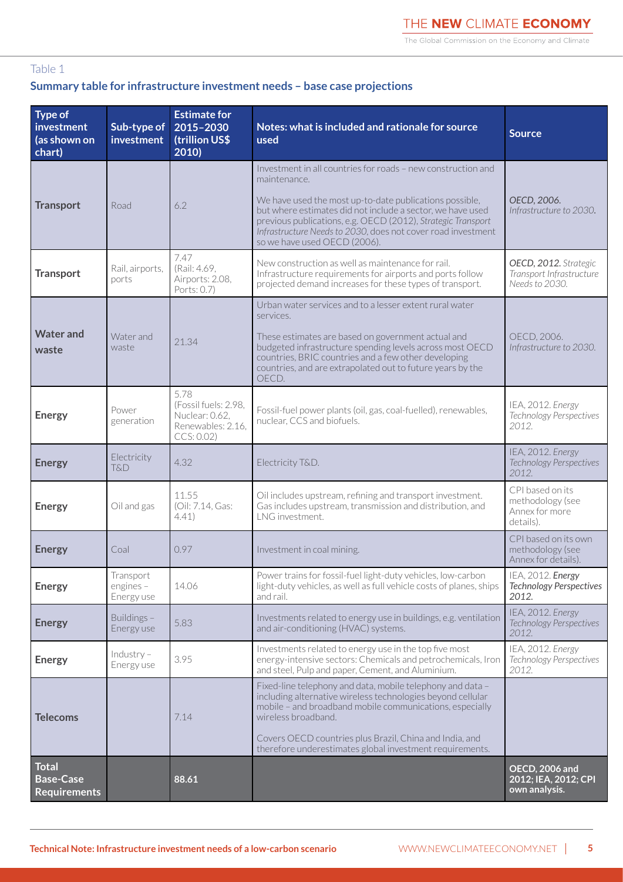Table 1

## Summary table for infrastructure investment needs – base case projections

| Type of investment (as shown on chart) | Sub-type of investment | Estimate for 2015–2030 (trillion US$ 2010) | Notes: what is included and rationale for source used | Source |
|---|---|---|---|---|
| **Transport** | Road | 6.2 | Investment in all countries for roads – new construction and maintenance. We have used the most up-to-date publications possible, but where estimates did not include a sector, we have used previous publications, e.g. OECD (2012), *Strategic Transport Infrastructure Needs to 2030*, does not cover road investment so we have used OECD (2006). | *OECD, 2006. Infrastructure to 2030.* |
| **Transport** | Rail, airports, ports | 7.47 (Rail: 4.69, Airports: 2.08, Ports: 0.7) | New construction as well as maintenance for rail. Infrastructure requirements for airports and ports follow projected demand increases for these types of transport. | ***OECD, 2012.*** *Strategic Transport Infrastructure Needs to 2030.* |
| **Water and waste** | Water and waste | 21.34 | Urban water services and to a lesser extent rural water services. These estimates are based on government actual and budgeted infrastructure spending levels across most OECD countries, BRIC countries and a few other developing countries, and are extrapolated out to future years by the OECD. | OECD, 2006. *Infrastructure to 2030.* |
| **Energy** | Power generation | 5.78 (Fossil fuels: 2.98, Nuclear: 0.62, Renewables: 2.16, CCS: 0.02) | Fossil-fuel power plants (oil, gas, coal-fuelled), renewables, nuclear, CCS and biofuels. | IEA, 2012. *Energy Technology Perspectives 2012.* |
| **Energy** | Electricity T&D | 4.32 | Electricity T&D. | IEA, 2012. *Energy Technology Perspectives 2012.* |
| **Energy** | Oil and gas | 11.55 (Oil: 7.14, Gas: 4.41) | Oil includes upstream, refining and transport investment. Gas includes upstream, transmission and distribution, and LNG investment. | CPI based on its methodology (see Annex for more details). |
| **Energy** | Coal | 0.97 | Investment in coal mining. | CPI based on its own methodology (see Annex for details). |
| **Energy** | Transport engines – Energy use | 14.06 | Power trains for fossil-fuel light-duty vehicles, low-carbon light-duty vehicles, as well as full vehicle costs of planes, ships and rail. | IEA, 2012. ***Energy Technology Perspectives 2012.*** |
| **Energy** | Buildings – Energy use | 5.83 | Investments related to energy use in buildings, e.g. ventilation and air-conditioning (HVAC) systems. | IEA, 2012. *Energy Technology Perspectives 2012.* |
| **Energy** | Industry – Energy use | 3.95 | Investments related to energy use in the top five most energy-intensive sectors: Chemicals and petrochemicals, Iron and steel, Pulp and paper, Cement, and Aluminium. | IEA, 2012. *Energy Technology Perspectives 2012.* |
| **Telecoms** | | 7.14 | Fixed-line telephony and data, mobile telephony and data – including alternative wireless technologies beyond cellular mobile – and broadband mobile communications, especially wireless broadband. Covers OECD countries plus Brazil, China and India, and therefore underestimates global investment requirements. | |
| **Total Base-Case Requirements** | | **88.61** | | **OECD, 2006 and 2012; IEA, 2012; CPI own analysis.** |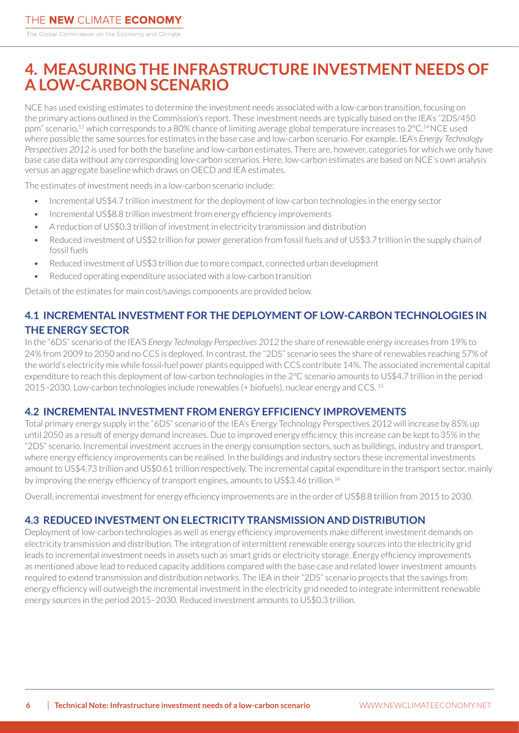# 4. MEASURING THE INFRASTRUCTURE INVESTMENT NEEDS OF A LOW-CARBON SCENARIO

NCE has used existing estimates to determine the investment needs associated with a low-carbon transition, focusing on the primary actions outlined in the Commission's report. These investment needs are typically based on the IEA's "2DS/450 ppm" scenario,[13] which corresponds to a 80% chance of limiting average global temperature increases to 2°C.[14] NCE used where possible the same sources for estimates in the base case and low-carbon scenario. For example, IEA's *Energy Technology Perspectives 2012* is used for both the baseline and low-carbon estimates. There are, however, categories for which we only have base case data without any corresponding low-carbon scenarios. Here, low-carbon estimates are based on NCE's own analysis versus an aggregate baseline which draws on OECD and IEA estimates.

The estimates of investment needs in a low-carbon scenario include:

- Incremental US$4.7 trillion investment for the deployment of low-carbon technologies in the energy sector
- Incremental US$8.8 trillion investment from energy efficiency improvements
- A reduction of US$0.3 trillion of investment in electricity transmission and distribution
- Reduced investment of US$2 trillion for power generation from fossil fuels and of US$3.7 trillion in the supply chain of fossil fuels
- Reduced investment of US$3 trillion due to more compact, connected urban development
- Reduced operating expenditure associated with a low-carbon transition

Details of the estimates for main cost/savings components are provided below.

## 4.1 INCREMENTAL INVESTMENT FOR THE DEPLOYMENT OF LOW-CARBON TECHNOLOGIES IN THE ENERGY SECTOR

In the "6DS" scenario of the IEA'S *Energy Technology Perspectives 2012* the share of renewable energy increases from 19% to 24% from 2009 to 2050 and no CCS is deployed. In contrast, the "2DS" scenario sees the share of renewables reaching 57% of the world's electricity mix while fossil-fuel power plants equipped with CCS contribute 14%. The associated incremental capital expenditure to reach this deployment of low-carbon technologies in the 2°C scenario amounts to US$4.7 trillion in the period 2015–2030. Low-carbon technologies include renewables (+ biofuels), nuclear energy and CCS. [15]

## 4.2 INCREMENTAL INVESTMENT FROM ENERGY EFFICIENCY IMPROVEMENTS

Total primary energy supply in the "6DS" scenario of the IEA's Energy Technology Perspectives 2012 will increase by 85% up until 2050 as a result of energy demand increases. Due to improved energy efficiency, this increase can be kept to 35% in the "2DS" scenario. Incremental investment accrues in the energy consumption sectors, such as buildings, industry and transport, where energy efficiency improvements can be realised. In the buildings and industry sectors these incremental investments amount to US$4.73 trillion and US$0.61 trillion respectively. The incremental capital expenditure in the transport sector, mainly by improving the energy efficiency of transport engines, amounts to US$3.46 trillion.[16]

Overall, incremental investment for energy efficiency improvements are in the order of US$8.8 trillion from 2015 to 2030.

## 4.3 REDUCED INVESTMENT ON ELECTRICITY TRANSMISSION AND DISTRIBUTION

Deployment of low-carbon technologies as well as energy efficiency improvements make different investment demands on electricity transmission and distribution. The integration of intermittent renewable energy sources into the electricity grid leads to incremental investment needs in assets such as smart grids or electricity storage. Energy efficiency improvements as mentioned above lead to reduced capacity additions compared with the base case and related lower investment amounts required to extend transmission and distribution networks. The IEA in their "2DS" scenario projects that the savings from energy efficiency will outweigh the incremental investment in the electricity grid needed to integrate intermittent renewable energy sources in the period 2015–2030. Reduced investment amounts to US$0.3 trillion.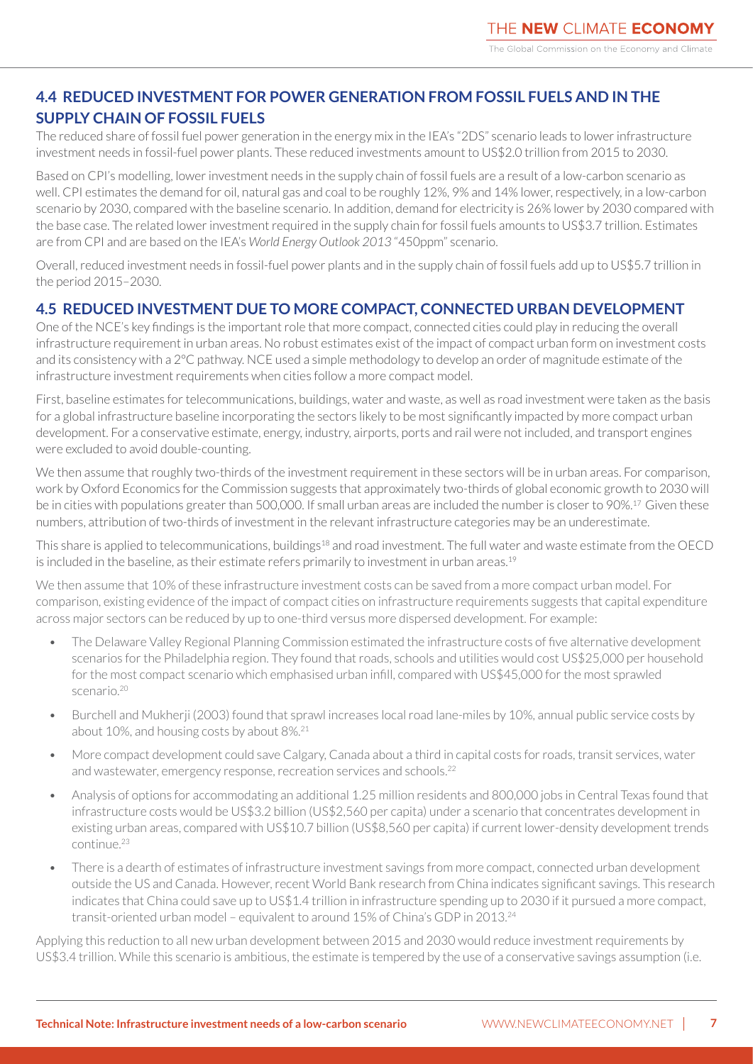## 4.4 REDUCED INVESTMENT FOR POWER GENERATION FROM FOSSIL FUELS AND IN THE SUPPLY CHAIN OF FOSSIL FUELS

The reduced share of fossil fuel power generation in the energy mix in the IEA's "2DS" scenario leads to lower infrastructure investment needs in fossil-fuel power plants. These reduced investments amount to US$2.0 trillion from 2015 to 2030.

Based on CPI's modelling, lower investment needs in the supply chain of fossil fuels are a result of a low-carbon scenario as well. CPI estimates the demand for oil, natural gas and coal to be roughly 12%, 9% and 14% lower, respectively, in a low-carbon scenario by 2030, compared with the baseline scenario. In addition, demand for electricity is 26% lower by 2030 compared with the base case. The related lower investment required in the supply chain for fossil fuels amounts to US$3.7 trillion. Estimates are from CPI and are based on the IEA's *World Energy Outlook 2013* "450ppm" scenario.

Overall, reduced investment needs in fossil-fuel power plants and in the supply chain of fossil fuels add up to US$5.7 trillion in the period 2015–2030.

## 4.5 REDUCED INVESTMENT DUE TO MORE COMPACT, CONNECTED URBAN DEVELOPMENT

One of the NCE's key findings is the important role that more compact, connected cities could play in reducing the overall infrastructure requirement in urban areas. No robust estimates exist of the impact of compact urban form on investment costs and its consistency with a 2°C pathway. NCE used a simple methodology to develop an order of magnitude estimate of the infrastructure investment requirements when cities follow a more compact model.

First, baseline estimates for telecommunications, buildings, water and waste, as well as road investment were taken as the basis for a global infrastructure baseline incorporating the sectors likely to be most significantly impacted by more compact urban development. For a conservative estimate, energy, industry, airports, ports and rail were not included, and transport engines were excluded to avoid double-counting.

We then assume that roughly two-thirds of the investment requirement in these sectors will be in urban areas. For comparison, work by Oxford Economics for the Commission suggests that approximately two-thirds of global economic growth to 2030 will be in cities with populations greater than 500,000. If small urban areas are included the number is closer to 90%.[17] Given these numbers, attribution of two-thirds of investment in the relevant infrastructure categories may be an underestimate.

This share is applied to telecommunications, buildings[18] and road investment. The full water and waste estimate from the OECD is included in the baseline, as their estimate refers primarily to investment in urban areas.[19]

We then assume that 10% of these infrastructure investment costs can be saved from a more compact urban model. For comparison, existing evidence of the impact of compact cities on infrastructure requirements suggests that capital expenditure across major sectors can be reduced by up to one-third versus more dispersed development. For example:

- The Delaware Valley Regional Planning Commission estimated the infrastructure costs of five alternative development scenarios for the Philadelphia region. They found that roads, schools and utilities would cost US$25,000 per household for the most compact scenario which emphasised urban infill, compared with US$45,000 for the most sprawled scenario.[20]
- Burchell and Mukherji (2003) found that sprawl increases local road lane-miles by 10%, annual public service costs by about 10%, and housing costs by about 8%.[21]
- More compact development could save Calgary, Canada about a third in capital costs for roads, transit services, water and wastewater, emergency response, recreation services and schools.[22]
- Analysis of options for accommodating an additional 1.25 million residents and 800,000 jobs in Central Texas found that infrastructure costs would be US$3.2 billion (US$2,560 per capita) under a scenario that concentrates development in existing urban areas, compared with US$10.7 billion (US$8,560 per capita) if current lower-density development trends continue.[23]
- There is a dearth of estimates of infrastructure investment savings from more compact, connected urban development outside the US and Canada. However, recent World Bank research from China indicates significant savings. This research indicates that China could save up to US$1.4 trillion in infrastructure spending up to 2030 if it pursued a more compact, transit-oriented urban model – equivalent to around 15% of China's GDP in 2013.[24]

Applying this reduction to all new urban development between 2015 and 2030 would reduce investment requirements by US$3.4 trillion. While this scenario is ambitious, the estimate is tempered by the use of a conservative savings assumption (i.e.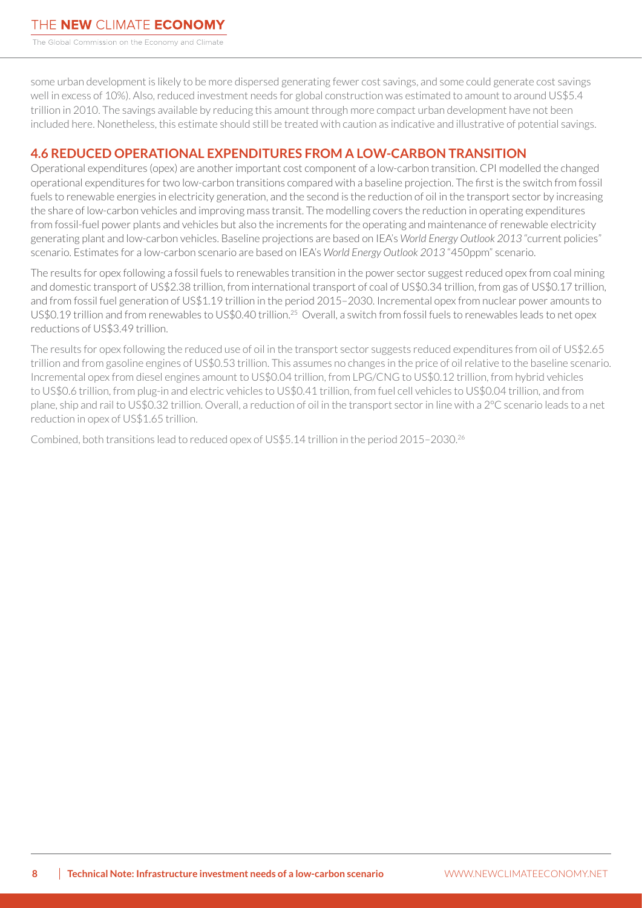some urban development is likely to be more dispersed generating fewer cost savings, and some could generate cost savings well in excess of 10%). Also, reduced investment needs for global construction was estimated to amount to around US$5.4 trillion in 2010. The savings available by reducing this amount through more compact urban development have not been included here. Nonetheless, this estimate should still be treated with caution as indicative and illustrative of potential savings.

## 4.6 REDUCED OPERATIONAL EXPENDITURES FROM A LOW-CARBON TRANSITION

Operational expenditures (opex) are another important cost component of a low-carbon transition. CPI modelled the changed operational expenditures for two low-carbon transitions compared with a baseline projection. The first is the switch from fossil fuels to renewable energies in electricity generation, and the second is the reduction of oil in the transport sector by increasing the share of low-carbon vehicles and improving mass transit. The modelling covers the reduction in operating expenditures from fossil-fuel power plants and vehicles but also the increments for the operating and maintenance of renewable electricity generating plant and low-carbon vehicles. Baseline projections are based on IEA's *World Energy Outlook 2013* "current policies" scenario. Estimates for a low-carbon scenario are based on IEA's *World Energy Outlook 2013* "450ppm" scenario.

The results for opex following a fossil fuels to renewables transition in the power sector suggest reduced opex from coal mining and domestic transport of US$2.38 trillion, from international transport of coal of US$0.34 trillion, from gas of US$0.17 trillion, and from fossil fuel generation of US$1.19 trillion in the period 2015–2030. Incremental opex from nuclear power amounts to US$0.19 trillion and from renewables to US$0.40 trillion.[25] Overall, a switch from fossil fuels to renewables leads to net opex reductions of US$3.49 trillion.

The results for opex following the reduced use of oil in the transport sector suggests reduced expenditures from oil of US$2.65 trillion and from gasoline engines of US$0.53 trillion. This assumes no changes in the price of oil relative to the baseline scenario. Incremental opex from diesel engines amount to US$0.04 trillion, from LPG/CNG to US$0.12 trillion, from hybrid vehicles to US$0.6 trillion, from plug-in and electric vehicles to US$0.41 trillion, from fuel cell vehicles to US$0.04 trillion, and from plane, ship and rail to US$0.32 trillion. Overall, a reduction of oil in the transport sector in line with a 2°C scenario leads to a net reduction in opex of US$1.65 trillion.

Combined, both transitions lead to reduced opex of US$5.14 trillion in the period 2015–2030.[26]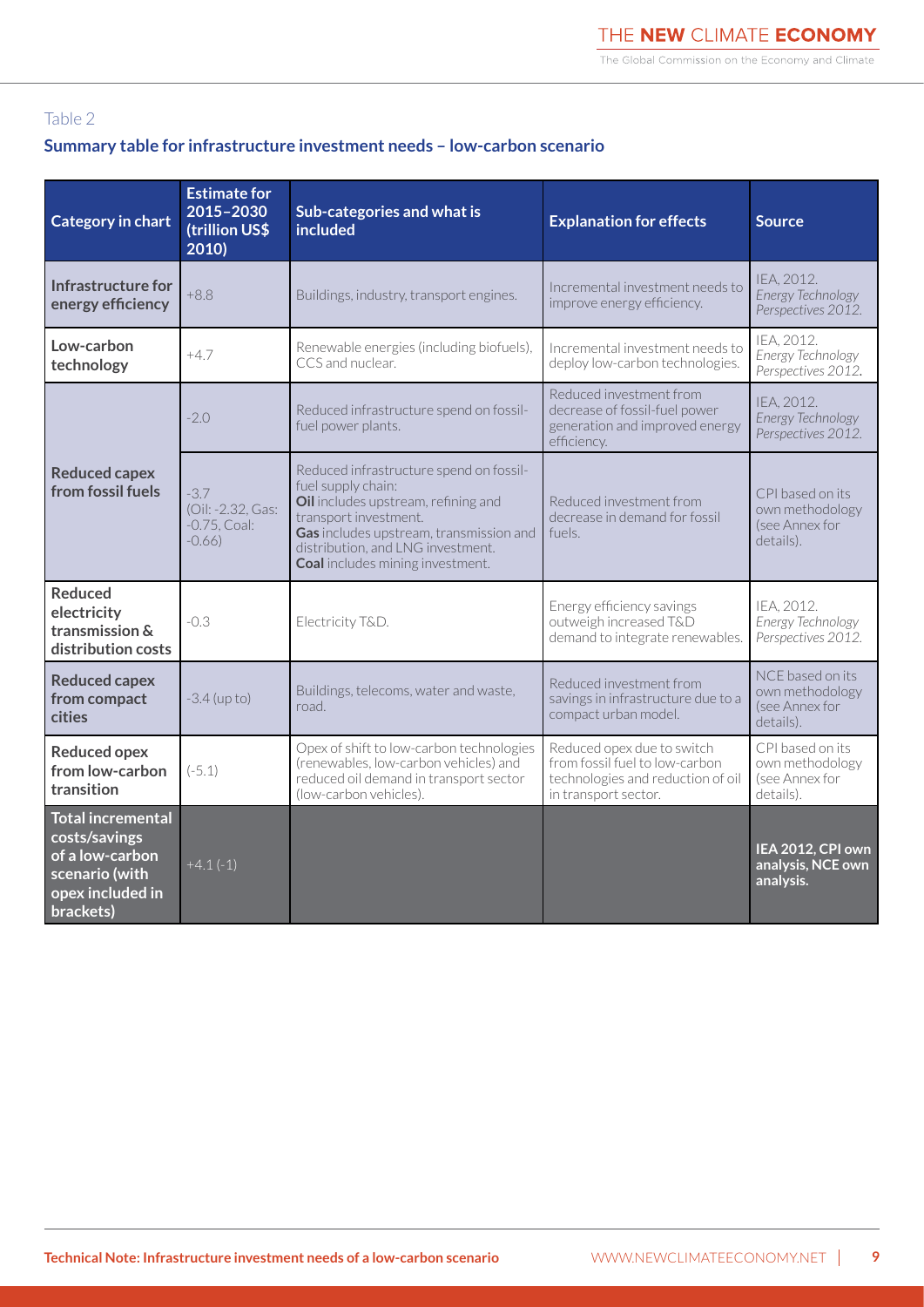Table 2

## Summary table for infrastructure investment needs – low-carbon scenario

| Category in chart | Estimate for 2015–2030 (trillion US$ 2010) | Sub-categories and what is included | Explanation for effects | Source |
|---|---|---|---|---|
| **Infrastructure for energy efficiency** | +8.8 | Buildings, industry, transport engines. | Incremental investment needs to improve energy efficiency. | IEA, 2012. *Energy Technology Perspectives 2012.* |
| **Low-carbon technology** | +4.7 | Renewable energies (including biofuels), CCS and nuclear. | Incremental investment needs to deploy low-carbon technologies. | IEA, 2012. *Energy Technology Perspectives 2012.* |
| **Reduced capex from fossil fuels** | -2.0 | Reduced infrastructure spend on fossil-fuel power plants. | Reduced investment from decrease of fossil-fuel power generation and improved energy efficiency. | IEA, 2012. *Energy Technology Perspectives 2012.* |
| | -3.7 (Oil: -2.32, Gas: -0.75, Coal: -0.66) | Reduced infrastructure spend on fossil-fuel supply chain: **Oil** includes upstream, refining and transport investment. **Gas** includes upstream, transmission and distribution, and LNG investment. **Coal** includes mining investment. | Reduced investment from decrease in demand for fossil fuels. | CPI based on its own methodology (see Annex for details). |
| **Reduced electricity transmission & distribution costs** | -0.3 | Electricity T&D. | Energy efficiency savings outweigh increased T&D demand to integrate renewables. | IEA, 2012. *Energy Technology Perspectives 2012.* |
| **Reduced capex from compact cities** | -3.4 (up to) | Buildings, telecoms, water and waste, road. | Reduced investment from savings in infrastructure due to a compact urban model. | NCE based on its own methodology (see Annex for details). |
| **Reduced opex from low-carbon transition** | (-5.1) | Opex of shift to low-carbon technologies (renewables, low-carbon vehicles) and reduced oil demand in transport sector (low-carbon vehicles). | Reduced opex due to switch from fossil fuel to low-carbon technologies and reduction of oil in transport sector. | CPI based on its own methodology (see Annex for details). |
| **Total incremental costs/savings of a low-carbon scenario (with opex included in brackets)** | +4.1 (-1) | | | **IEA 2012, CPI own analysis, NCE own analysis.** |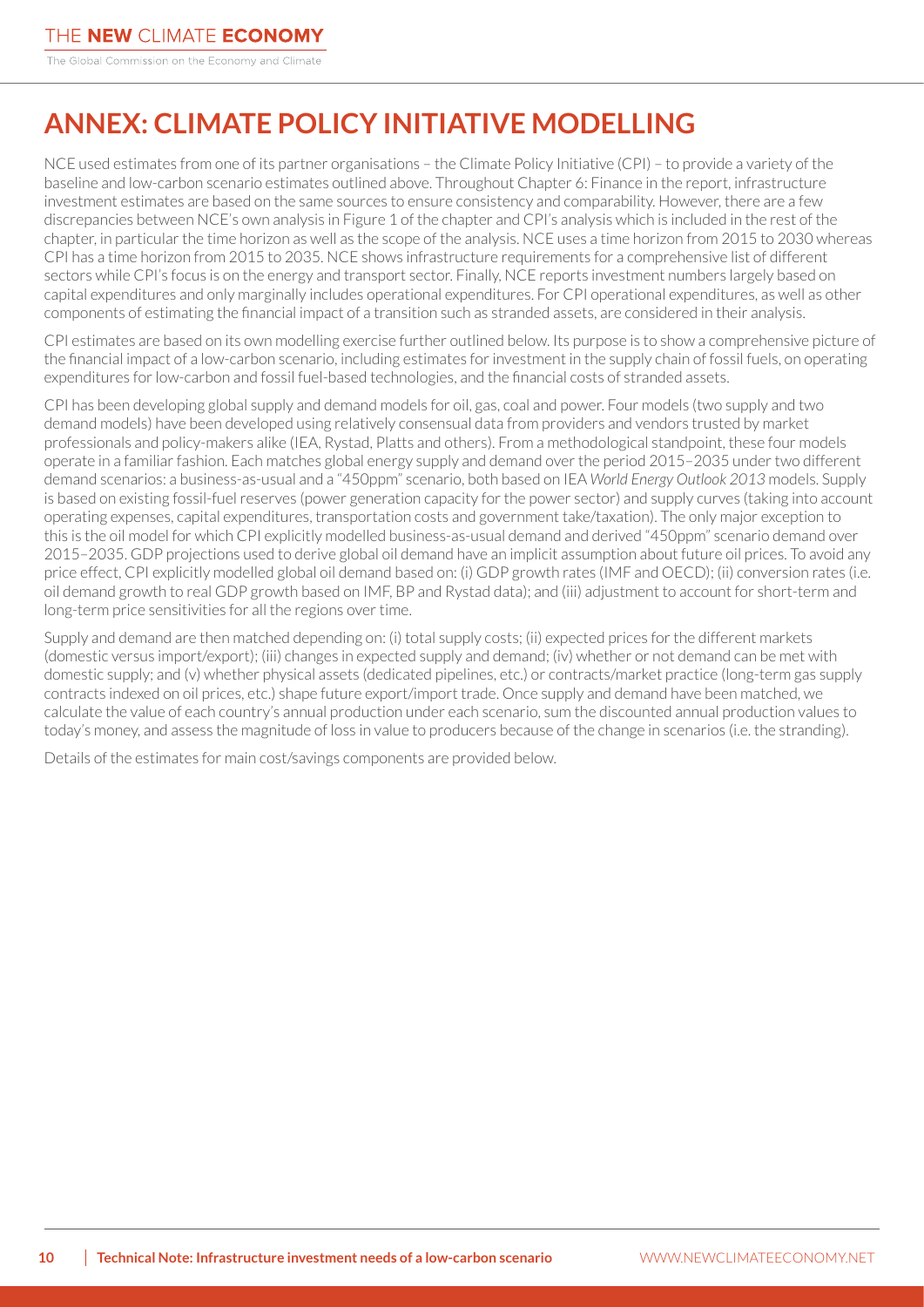# ANNEX: CLIMATE POLICY INITIATIVE MODELLING

NCE used estimates from one of its partner organisations – the Climate Policy Initiative (CPI) – to provide a variety of the baseline and low-carbon scenario estimates outlined above. Throughout Chapter 6: Finance in the report, infrastructure investment estimates are based on the same sources to ensure consistency and comparability. However, there are a few discrepancies between NCE's own analysis in Figure 1 of the chapter and CPI's analysis which is included in the rest of the chapter, in particular the time horizon as well as the scope of the analysis. NCE uses a time horizon from 2015 to 2030 whereas CPI has a time horizon from 2015 to 2035. NCE shows infrastructure requirements for a comprehensive list of different sectors while CPI's focus is on the energy and transport sector. Finally, NCE reports investment numbers largely based on capital expenditures and only marginally includes operational expenditures. For CPI operational expenditures, as well as other components of estimating the financial impact of a transition such as stranded assets, are considered in their analysis.

CPI estimates are based on its own modelling exercise further outlined below. Its purpose is to show a comprehensive picture of the financial impact of a low-carbon scenario, including estimates for investment in the supply chain of fossil fuels, on operating expenditures for low-carbon and fossil fuel-based technologies, and the financial costs of stranded assets.

CPI has been developing global supply and demand models for oil, gas, coal and power. Four models (two supply and two demand models) have been developed using relatively consensual data from providers and vendors trusted by market professionals and policy-makers alike (IEA, Rystad, Platts and others). From a methodological standpoint, these four models operate in a familiar fashion. Each matches global energy supply and demand over the period 2015–2035 under two different demand scenarios: a business-as-usual and a "450ppm" scenario, both based on IEA *World Energy Outlook 2013* models. Supply is based on existing fossil-fuel reserves (power generation capacity for the power sector) and supply curves (taking into account operating expenses, capital expenditures, transportation costs and government take/taxation). The only major exception to this is the oil model for which CPI explicitly modelled business-as-usual demand and derived "450ppm" scenario demand over 2015–2035. GDP projections used to derive global oil demand have an implicit assumption about future oil prices. To avoid any price effect, CPI explicitly modelled global oil demand based on: (i) GDP growth rates (IMF and OECD); (ii) conversion rates (i.e. oil demand growth to real GDP growth based on IMF, BP and Rystad data); and (iii) adjustment to account for short-term and long-term price sensitivities for all the regions over time.

Supply and demand are then matched depending on: (i) total supply costs; (ii) expected prices for the different markets (domestic versus import/export); (iii) changes in expected supply and demand; (iv) whether or not demand can be met with domestic supply; and (v) whether physical assets (dedicated pipelines, etc.) or contracts/market practice (long-term gas supply contracts indexed on oil prices, etc.) shape future export/import trade. Once supply and demand have been matched, we calculate the value of each country's annual production under each scenario, sum the discounted annual production values to today's money, and assess the magnitude of loss in value to producers because of the change in scenarios (i.e. the stranding).

Details of the estimates for main cost/savings components are provided below.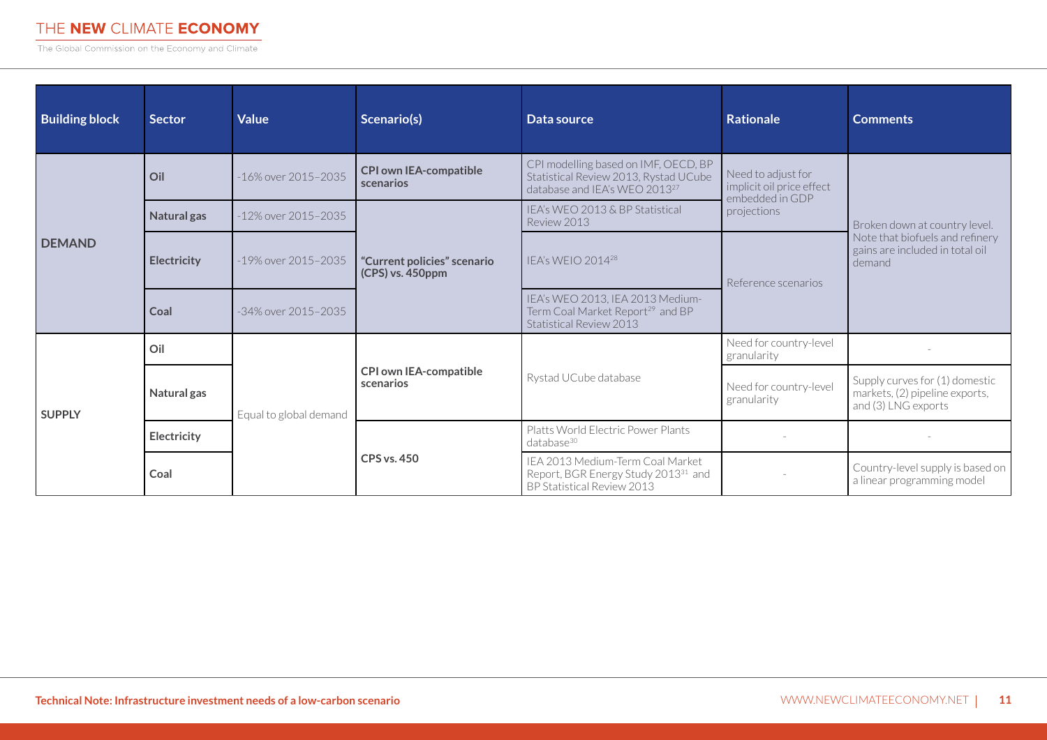| Building block | Sector | Value | Scenario(s) | Data source | Rationale | Comments |
|---|---|---|---|---|---|---|
| DEMAND | Oil | -16% over 2015–2035 | CPI own IEA-compatible scenarios | CPI modelling based on IMF, OECD, BP Statistical Review 2013, Rystad UCube database and IEA's WEO 2013[27] | Need to adjust for implicit oil price effect embedded in GDP projections | Broken down at country level. Note that biofuels and refinery gains are included in total oil demand |
| | Natural gas | -12% over 2015–2035 | "Current policies" scenario (CPS) vs. 450ppm | IEA's WEO 2013 & BP Statistical Review 2013 | | |
| | Electricity | -19% over 2015–2035 | | IEA's WEIO 2014[28] | Reference scenarios | |
| | Coal | -34% over 2015–2035 | | IEA's WEO 2013, IEA 2013 Medium-Term Coal Market Report[29] and BP Statistical Review 2013 | | |
| SUPPLY | Oil | Equal to global demand | CPI own IEA-compatible scenarios | Rystad UCube database | Need for country-level granularity | - |
| | Natural gas | | | | Need for country-level granularity | Supply curves for (1) domestic markets, (2) pipeline exports, and (3) LNG exports |
| | Electricity | | CPS vs. 450 | Platts World Electric Power Plants database[30] | - | - |
| | Coal | | | IEA 2013 Medium-Term Coal Market Report, BGR Energy Study 2013[31] and BP Statistical Review 2013 | - | Country-level supply is based on a linear programming model |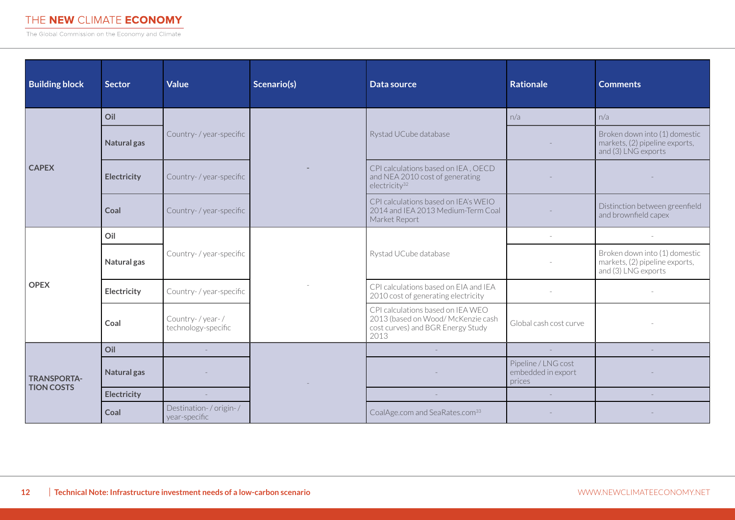| Building block | Sector | Value | Scenario(s) | Data source | Rationale | Comments |
| --- | --- | --- | --- | --- | --- | --- |
| CAPEX | Oil | Country- / year-specific | - | Rystad UCube database | n/a | n/a |
| | Natural gas | | | | - | Broken down into (1) domestic markets, (2) pipeline exports, and (3) LNG exports |
| | Electricity | Country- / year-specific | | CPI calculations based on IEA , OECD and NEA 2010 cost of generating electricity[32] | - | - |
| | Coal | Country- / year-specific | | CPI calculations based on IEA's WEIO 2014 and IEA 2013 Medium-Term Coal Market Report | - | Distinction between greenfield and brownfield capex |
| OPEX | Oil | Country- / year-specific | - | Rystad UCube database | - | - |
| | Natural gas | | | | - | Broken down into (1) domestic markets, (2) pipeline exports, and (3) LNG exports |
| | Electricity | Country- / year-specific | | CPI calculations based on EIA and IEA 2010 cost of generating electricity | - | - |
| | Coal | Country- / year- / technology-specific | | CPI calculations based on IEA WEO 2013 (based on Wood/ McKenzie cash cost curves) and BGR Energy Study 2013 | Global cash cost curve | - |
| TRANSPORTATION COSTS | Oil | - | - | - | - | - |
| | Natural gas | - | | - | Pipeline / LNG cost embedded in export prices | - |
| | Electricity | - | | - | - | - |
| | Coal | Destination- / origin- / year-specific | | CoalAge.com and SeaRates.com[33] | - | - |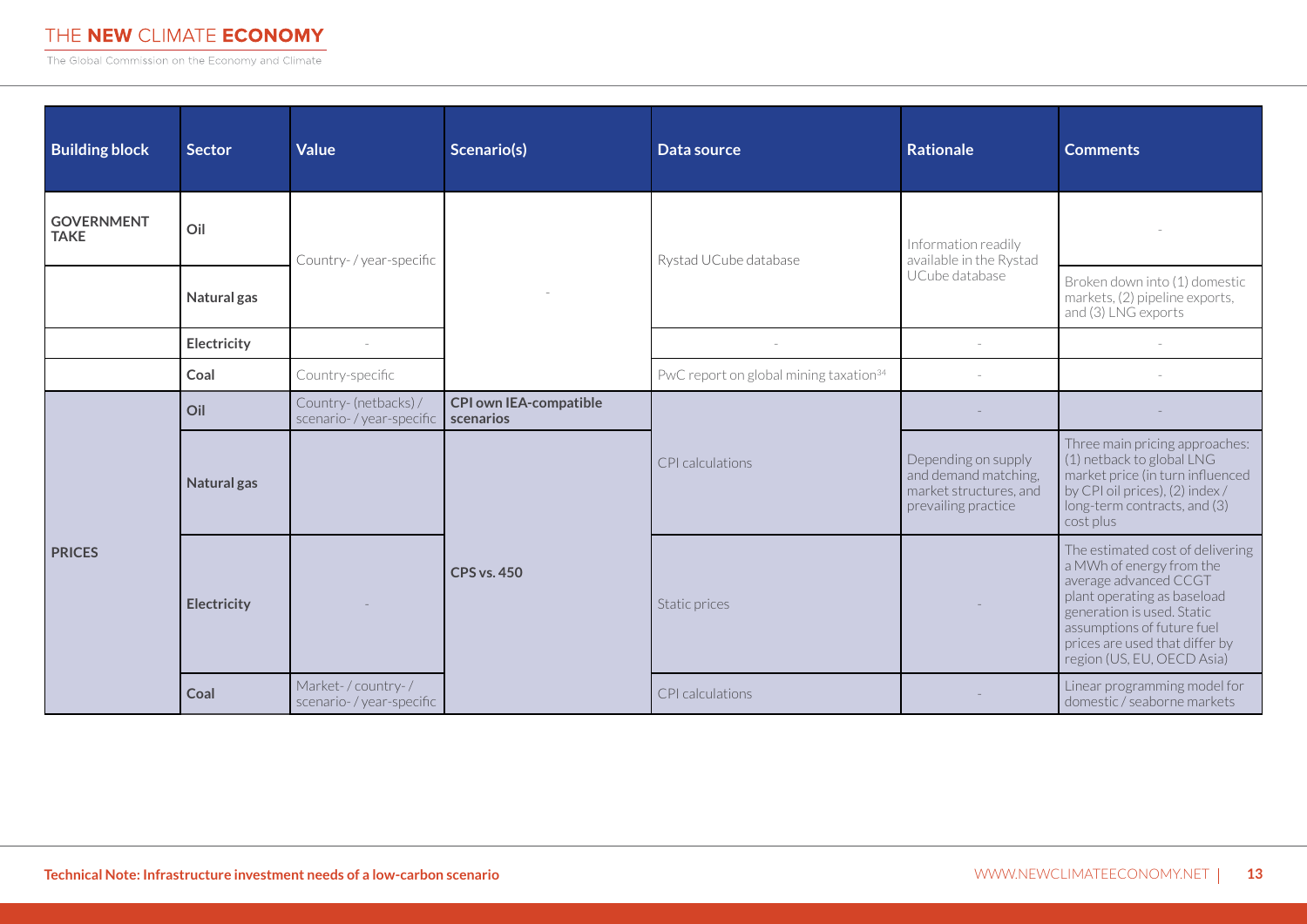| Building block | Sector | Value | Scenario(s) | Data source | Rationale | Comments |
|---|---|---|---|---|---|---|
| **GOVERNMENT TAKE** | **Oil** | Country- / year-specific | - | Rystad UCube database | Information readily available in the Rystad UCube database | - |
| | **Natural gas** | Country- / year-specific | - | Rystad UCube database | Information readily available in the Rystad UCube database | Broken down into (1) domestic markets, (2) pipeline exports, and (3) LNG exports |
| | **Electricity** | - | - | - | - | - |
| | **Coal** | Country-specific | - | PwC report on global mining taxation[34] | - | - |
| **PRICES** | **Oil** | Country- (netbacks) / scenario- / year-specific | **CPI own IEA-compatible scenarios** | CPI calculations | - | - |
| | **Natural gas** | Country- (netbacks) / scenario- / year-specific | **CPS vs. 450** | CPI calculations | Depending on supply and demand matching, market structures, and prevailing practice | Three main pricing approaches: (1) netback to global LNG market price (in turn influenced by CPI oil prices), (2) index / long-term contracts, and (3) cost plus |
| | **Electricity** | - | **CPS vs. 450** | Static prices | - | The estimated cost of delivering a MWh of energy from the average advanced CCGT plant operating as baseload generation is used. Static assumptions of future fuel prices are used that differ by region (US, EU, OECD Asia) |
| | **Coal** | Market- / country- / scenario- / year-specific | **CPS vs. 450** | CPI calculations | - | Linear programming model for domestic / seaborne markets |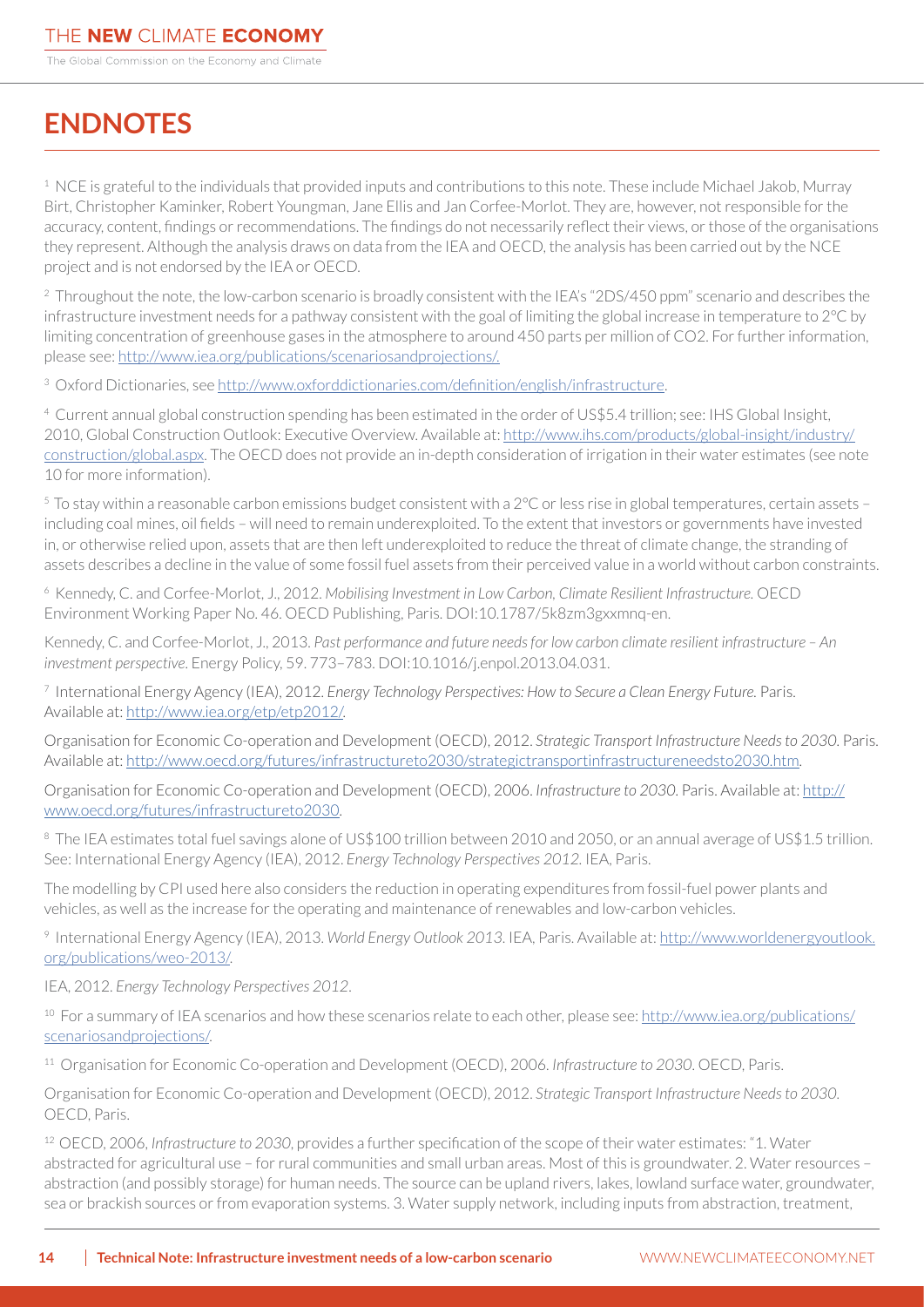# ENDNOTES

[1] NCE is grateful to the individuals that provided inputs and contributions to this note. These include Michael Jakob, Murray Birt, Christopher Kaminker, Robert Youngman, Jane Ellis and Jan Corfee-Morlot. They are, however, not responsible for the accuracy, content, findings or recommendations. The findings do not necessarily reflect their views, or those of the organisations they represent. Although the analysis draws on data from the IEA and OECD, the analysis has been carried out by the NCE project and is not endorsed by the IEA or OECD.

[2] Throughout the note, the low-carbon scenario is broadly consistent with the IEA's "2DS/450 ppm" scenario and describes the infrastructure investment needs for a pathway consistent with the goal of limiting the global increase in temperature to 2°C by limiting concentration of greenhouse gases in the atmosphere to around 450 parts per million of CO2. For further information, please see: http://www.iea.org/publications/scenariosandprojections/.

[3] Oxford Dictionaries, see http://www.oxforddictionaries.com/definition/english/infrastructure.

[4] Current annual global construction spending has been estimated in the order of US$5.4 trillion; see: IHS Global Insight, 2010, Global Construction Outlook: Executive Overview. Available at: http://www.ihs.com/products/global-insight/industry/construction/global.aspx. The OECD does not provide an in-depth consideration of irrigation in their water estimates (see note 10 for more information).

[5] To stay within a reasonable carbon emissions budget consistent with a 2°C or less rise in global temperatures, certain assets – including coal mines, oil fields – will need to remain underexploited. To the extent that investors or governments have invested in, or otherwise relied upon, assets that are then left underexploited to reduce the threat of climate change, the stranding of assets describes a decline in the value of some fossil fuel assets from their perceived value in a world without carbon constraints.

[6] Kennedy, C. and Corfee-Morlot, J., 2012. *Mobilising Investment in Low Carbon, Climate Resilient Infrastructure.* OECD Environment Working Paper No. 46. OECD Publishing, Paris. DOI:10.1787/5k8zm3gxxmnq-en.

Kennedy, C. and Corfee-Morlot, J., 2013. *Past performance and future needs for low carbon climate resilient infrastructure – An investment perspective*. Energy Policy, 59. 773–783. DOI:10.1016/j.enpol.2013.04.031.

[7] International Energy Agency (IEA), 2012. *Energy Technology Perspectives: How to Secure a Clean Energy Future.* Paris. Available at: http://www.iea.org/etp/etp2012/.

Organisation for Economic Co-operation and Development (OECD), 2012. *Strategic Transport Infrastructure Needs to 2030*. Paris. Available at: http://www.oecd.org/futures/infrastructureto2030/strategictransportinfrastructureneedsto2030.htm.

Organisation for Economic Co-operation and Development (OECD), 2006. *Infrastructure to 2030*. Paris. Available at: http://www.oecd.org/futures/infrastructureto2030.

[8] The IEA estimates total fuel savings alone of US$100 trillion between 2010 and 2050, or an annual average of US$1.5 trillion. See: International Energy Agency (IEA), 2012. *Energy Technology Perspectives 2012*. IEA, Paris.

The modelling by CPI used here also considers the reduction in operating expenditures from fossil-fuel power plants and vehicles, as well as the increase for the operating and maintenance of renewables and low-carbon vehicles.

[9] International Energy Agency (IEA), 2013. *World Energy Outlook 2013*. IEA, Paris. Available at: http://www.worldenergyoutlook.org/publications/weo-2013/.

IEA, 2012. *Energy Technology Perspectives 2012*.

[10] For a summary of IEA scenarios and how these scenarios relate to each other, please see: http://www.iea.org/publications/scenariosandprojections/.

[11] Organisation for Economic Co-operation and Development (OECD), 2006. *Infrastructure to 2030*. OECD, Paris.

Organisation for Economic Co-operation and Development (OECD), 2012. *Strategic Transport Infrastructure Needs to 2030*. OECD, Paris.

[12] OECD, 2006, *Infrastructure to 2030*, provides a further specification of the scope of their water estimates: "1. Water abstracted for agricultural use – for rural communities and small urban areas. Most of this is groundwater. 2. Water resources – abstraction (and possibly storage) for human needs. The source can be upland rivers, lakes, lowland surface water, groundwater, sea or brackish sources or from evaporation systems. 3. Water supply network, including inputs from abstraction, treatment,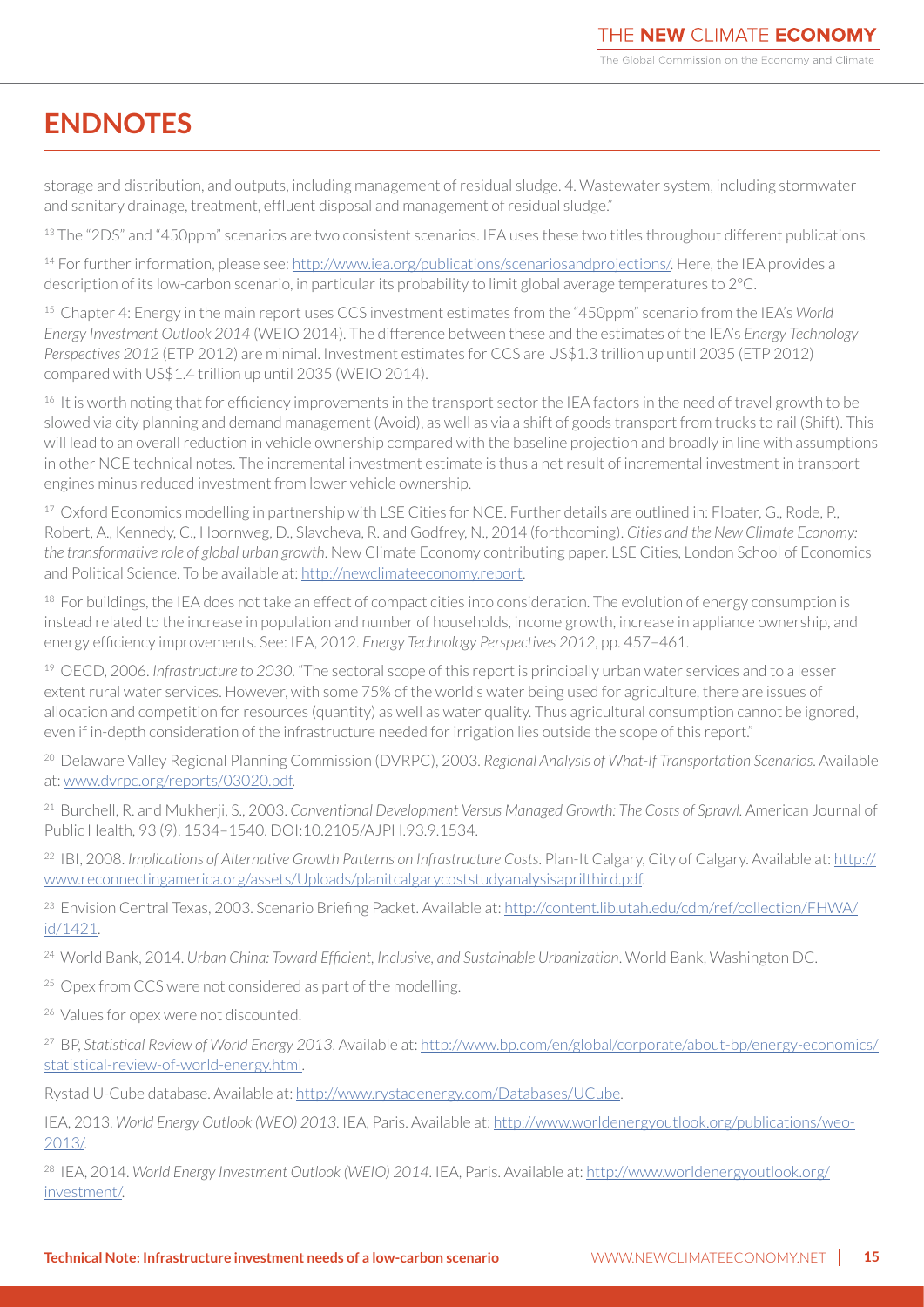## ENDNOTES

storage and distribution, and outputs, including management of residual sludge. 4. Wastewater system, including stormwater and sanitary drainage, treatment, effluent disposal and management of residual sludge."

[13] The "2DS" and "450ppm" scenarios are two consistent scenarios. IEA uses these two titles throughout different publications.

[14] For further information, please see: http://www.iea.org/publications/scenariosandprojections/. Here, the IEA provides a description of its low-carbon scenario, in particular its probability to limit global average temperatures to 2°C.

[15] Chapter 4: Energy in the main report uses CCS investment estimates from the "450ppm" scenario from the IEA's *World Energy Investment Outlook 2014* (WEIO 2014). The difference between these and the estimates of the IEA's *Energy Technology Perspectives 2012* (ETP 2012) are minimal. Investment estimates for CCS are US$1.3 trillion up until 2035 (ETP 2012) compared with US$1.4 trillion up until 2035 (WEIO 2014).

[16] It is worth noting that for efficiency improvements in the transport sector the IEA factors in the need of travel growth to be slowed via city planning and demand management (Avoid), as well as via a shift of goods transport from trucks to rail (Shift). This will lead to an overall reduction in vehicle ownership compared with the baseline projection and broadly in line with assumptions in other NCE technical notes. The incremental investment estimate is thus a net result of incremental investment in transport engines minus reduced investment from lower vehicle ownership.

[17] Oxford Economics modelling in partnership with LSE Cities for NCE. Further details are outlined in: Floater, G., Rode, P., Robert, A., Kennedy, C., Hoornweg, D., Slavcheva, R. and Godfrey, N., 2014 (forthcoming). *Cities and the New Climate Economy: the transformative role of global urban growth*. New Climate Economy contributing paper. LSE Cities, London School of Economics and Political Science. To be available at: http://newclimateeconomy.report.

[18] For buildings, the IEA does not take an effect of compact cities into consideration. The evolution of energy consumption is instead related to the increase in population and number of households, income growth, increase in appliance ownership, and energy efficiency improvements. See: IEA, 2012. *Energy Technology Perspectives 2012*, pp. 457–461.

[19] OECD, 2006. *Infrastructure to 2030*. "The sectoral scope of this report is principally urban water services and to a lesser extent rural water services. However, with some 75% of the world's water being used for agriculture, there are issues of allocation and competition for resources (quantity) as well as water quality. Thus agricultural consumption cannot be ignored, even if in-depth consideration of the infrastructure needed for irrigation lies outside the scope of this report."

[20] Delaware Valley Regional Planning Commission (DVRPC), 2003. *Regional Analysis of What-If Transportation Scenarios*. Available at: www.dvrpc.org/reports/03020.pdf.

[21] Burchell, R. and Mukherji, S., 2003. *Conventional Development Versus Managed Growth: The Costs of Sprawl*. American Journal of Public Health, 93 (9). 1534–1540. DOI:10.2105/AJPH.93.9.1534.

[22] IBI, 2008. *Implications of Alternative Growth Patterns on Infrastructure Costs*. Plan-It Calgary, City of Calgary. Available at: http://www.reconnectingamerica.org/assets/Uploads/planitcalgarycoststudyanalysisaprilthird.pdf.

[23] Envision Central Texas, 2003. Scenario Briefing Packet. Available at: http://content.lib.utah.edu/cdm/ref/collection/FHWA/id/1421.

[24] World Bank, 2014. *Urban China: Toward Efficient, Inclusive, and Sustainable Urbanization*. World Bank, Washington DC.

[25] Opex from CCS were not considered as part of the modelling.

[26] Values for opex were not discounted.

[27] BP, *Statistical Review of World Energy 2013*. Available at: http://www.bp.com/en/global/corporate/about-bp/energy-economics/statistical-review-of-world-energy.html.

Rystad U-Cube database. Available at: http://www.rystadenergy.com/Databases/UCube.

IEA, 2013. *World Energy Outlook (WEO) 2013*. IEA, Paris. Available at: http://www.worldenergyoutlook.org/publications/weo-2013/.

[28] IEA, 2014. *World Energy Investment Outlook (WEIO) 2014*. IEA, Paris. Available at: http://www.worldenergyoutlook.org/investment/.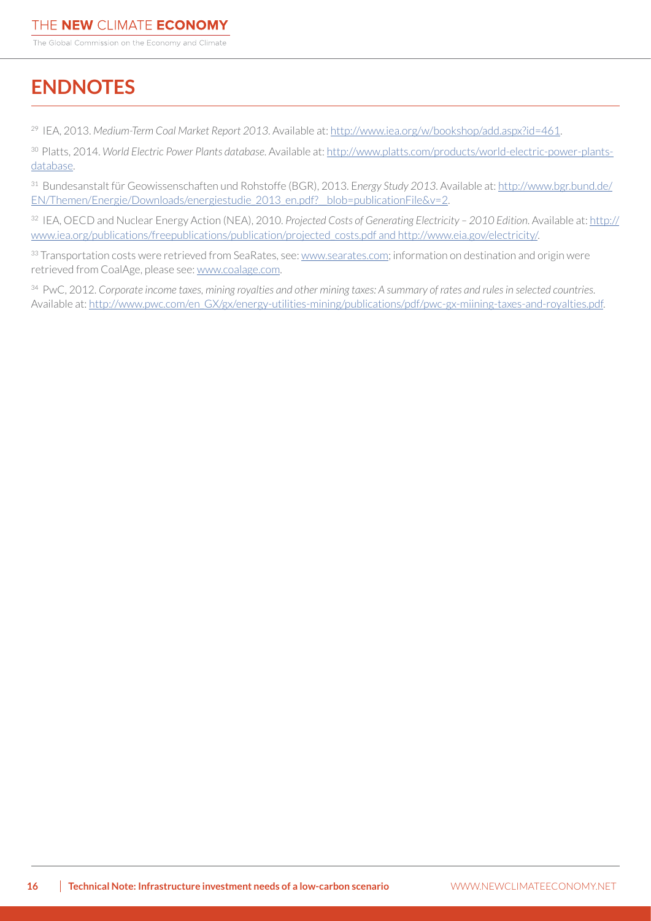# ENDNOTES

[29] IEA, 2013. *Medium-Term Coal Market Report 2013*. Available at: http://www.iea.org/w/bookshop/add.aspx?id=461.

[30] Platts, 2014. *World Electric Power Plants database*. Available at: http://www.platts.com/products/world-electric-power-plants-database.

[31] Bundesanstalt für Geowissenschaften und Rohstoffe (BGR), 2013. E*nergy Study 2013*. Available at: http://www.bgr.bund.de/EN/Themen/Energie/Downloads/energiestudie_2013_en.pdf?__blob=publicationFile&v=2.

[32] IEA, OECD and Nuclear Energy Action (NEA), 2010. *Projected Costs of Generating Electricity – 2010 Edition*. Available at: http://www.iea.org/publications/freepublications/publication/projected_costs.pdf and http://www.eia.gov/electricity/.

[33] Transportation costs were retrieved from SeaRates, see: www.searates.com; information on destination and origin were retrieved from CoalAge, please see: www.coalage.com.

[34] PwC, 2012. *Corporate income taxes, mining royalties and other mining taxes: A summary of rates and rules in selected countries*. Available at: http://www.pwc.com/en_GX/gx/energy-utilities-mining/publications/pdf/pwc-gx-miining-taxes-and-royalties.pdf.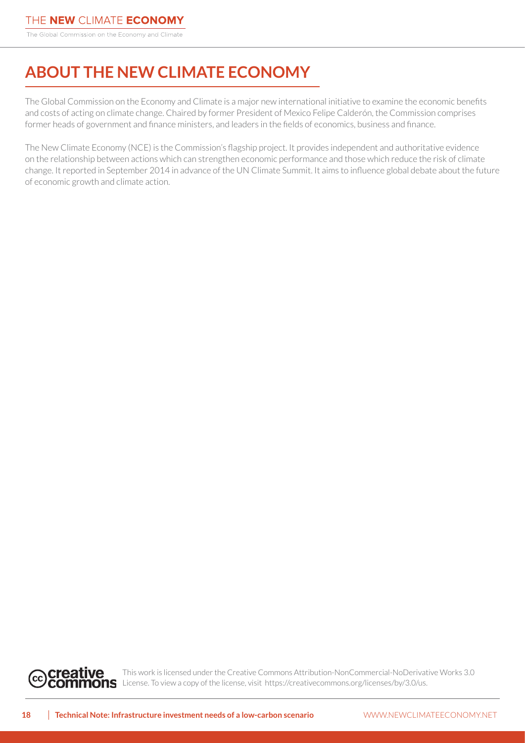# ABOUT THE NEW CLIMATE ECONOMY

The Global Commission on the Economy and Climate is a major new international initiative to examine the economic benefits and costs of acting on climate change. Chaired by former President of Mexico Felipe Calderón, the Commission comprises former heads of government and finance ministers, and leaders in the fields of economics, business and finance.

The New Climate Economy (NCE) is the Commission's flagship project. It provides independent and authoritative evidence on the relationship between actions which can strengthen economic performance and those which reduce the risk of climate change. It reported in September 2014 in advance of the UN Climate Summit. It aims to influence global debate about the future of economic growth and climate action.

This work is licensed under the Creative Commons Attribution-NonCommercial-NoDerivative Works 3.0 License. To view a copy of the license, visit https://creativecommons.org/licenses/by/3.0/us.